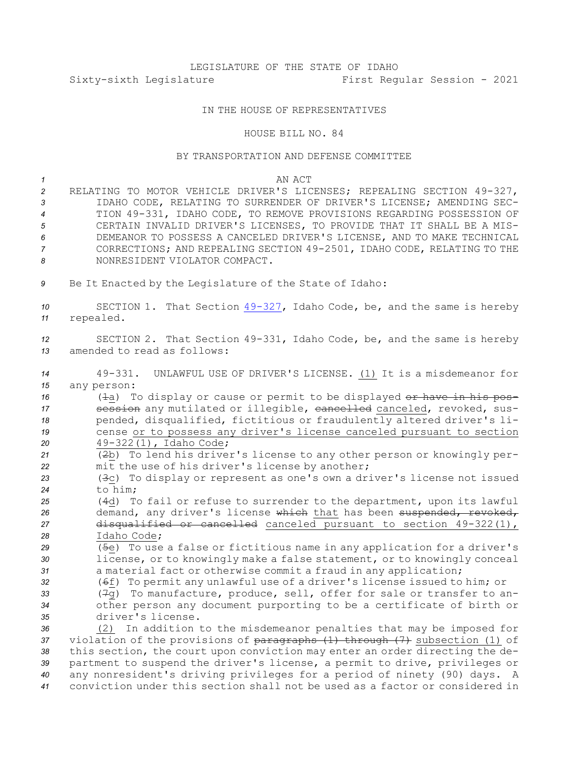LEGISLATURE OF THE STATE OF IDAHO
Sixty-sixth Legislature First Regular Session - 2021

IN THE HOUSE OF REPRESENTATIVES

HOUSE BILL NO. 84

BY TRANSPORTATION AND DEFENSE COMMITTEE

AN ACT

RELATING TO MOTOR VEHICLE DRIVER'S LICENSES; REPEALING SECTION 49-327, IDAHO CODE, RELATING TO SURRENDER OF DRIVER'S LICENSE; AMENDING SECTION 49-331, IDAHO CODE, TO REMOVE PROVISIONS REGARDING POSSESSION OF CERTAIN INVALID DRIVER'S LICENSES, TO PROVIDE THAT IT SHALL BE A MISDEMEANOR TO POSSESS A CANCELED DRIVER'S LICENSE, AND TO MAKE TECHNICAL CORRECTIONS; AND REPEALING SECTION 49-2501, IDAHO CODE, RELATING TO THE NONRESIDENT VIOLATOR COMPACT.

Be It Enacted by the Legislature of the State of Idaho:

SECTION 1. That Section 49-327, Idaho Code, be, and the same is hereby repealed.

SECTION 2. That Section 49-331, Idaho Code, be, and the same is hereby amended to read as follows:

49-331. UNLAWFUL USE OF DRIVER'S LICENSE. <u>(1)</u> It is a misdemeanor for any person:

(~~1~~<u>a</u>) To display or cause or permit to be displayed ~~or have in his possession~~ any mutilated or illegible, ~~cancelled~~ <u>canceled</u>, revoked, suspended, disqualified, fictitious or fraudulently altered driver's license <u>or to possess any driver's license canceled pursuant to section 49-322(1), Idaho Code</u>;

(~~2~~<u>b</u>) To lend his driver's license to any other person or knowingly permit the use of his driver's license by another;

(~~3~~<u>c</u>) To display or represent as one's own a driver's license not issued to him;

(~~4~~<u>d</u>) To fail or refuse to surrender to the department, upon its lawful demand, any driver's license ~~which~~ <u>that</u> has been ~~suspended, revoked, disqualified or cancelled~~ <u>canceled pursuant to section 49-322(1), Idaho Code</u>;

(~~5~~<u>e</u>) To use a false or fictitious name in any application for a driver's license, or to knowingly make a false statement, or to knowingly conceal a material fact or otherwise commit a fraud in any application;

(~~6~~<u>f</u>) To permit any unlawful use of a driver's license issued to him; or

(~~7~~<u>g</u>) To manufacture, produce, sell, offer for sale or transfer to another person any document purporting to be a certificate of birth or driver's license.

<u>(2)</u> In addition to the misdemeanor penalties that may be imposed for violation of the provisions of ~~paragraphs (1) through (7)~~ <u>subsection (1)</u> of this section, the court upon conviction may enter an order directing the department to suspend the driver's license, a permit to drive, privileges or any nonresident's driving privileges for a period of ninety (90) days. A conviction under this section shall not be used as a factor or considered in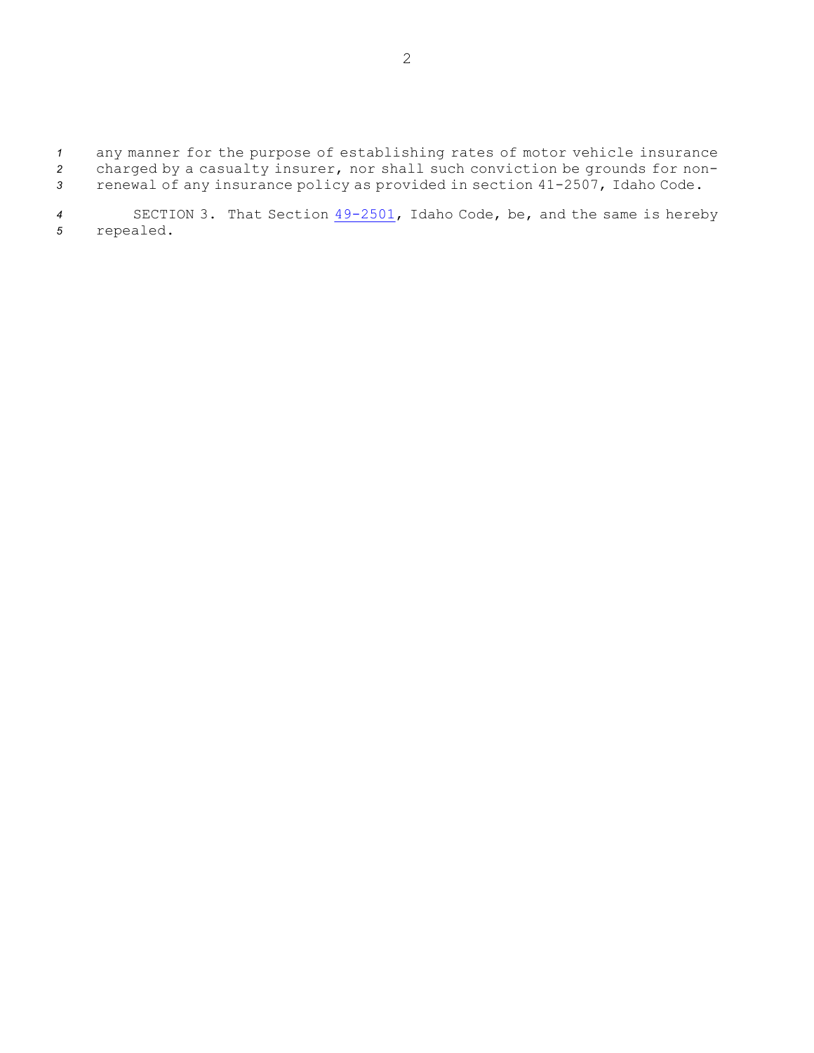any manner for the purpose of establishing rates of motor vehicle insurance charged by a casualty insurer, nor shall such conviction be grounds for non-renewal of any insurance policy as provided in section 41-2507, Idaho Code.

SECTION 3. That Section 49-2501, Idaho Code, be, and the same is hereby repealed.